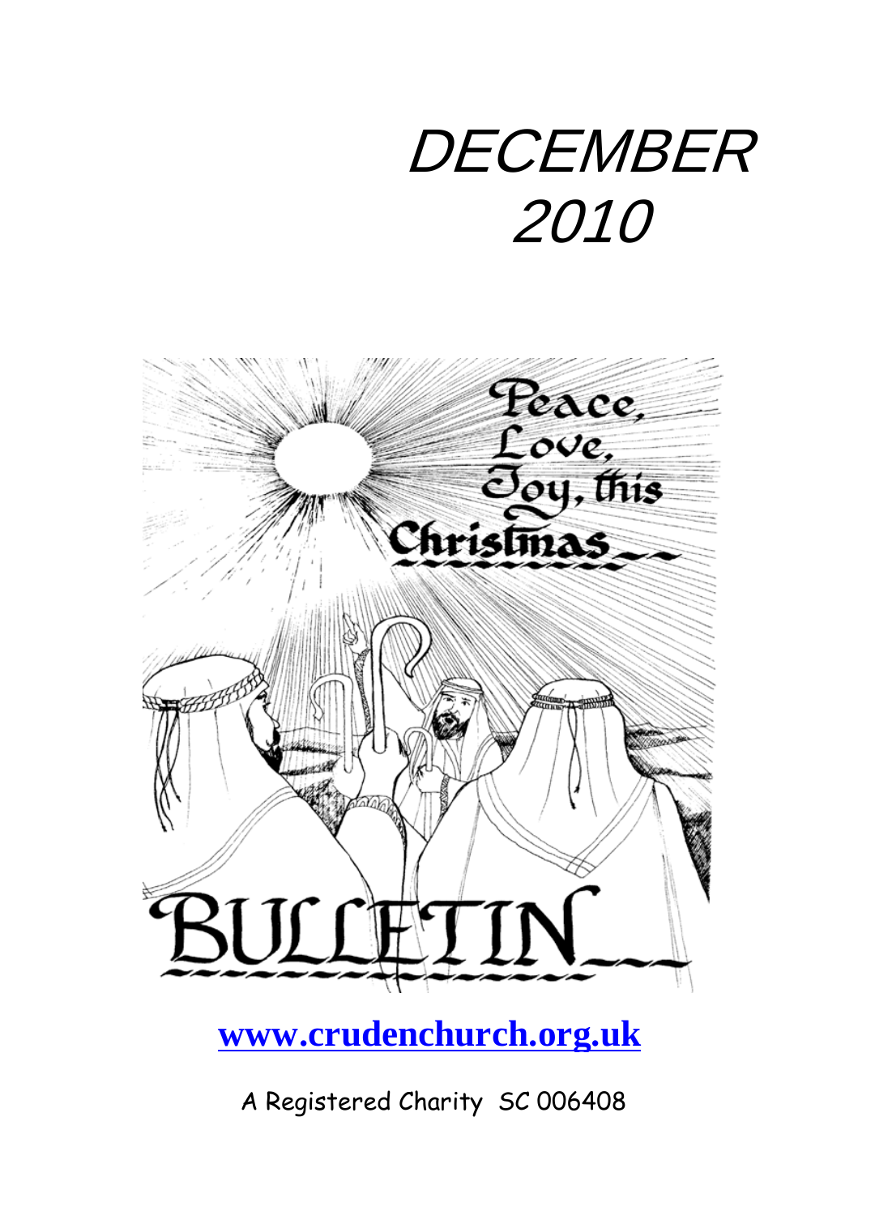# DECEMBER 2010

Peace, Love, Joy, this Christmas

BULLETIN

**[www.crudenchurch.org.uk](http://www.crudenchurch.org.uk)**

A Registered Charity SC 006408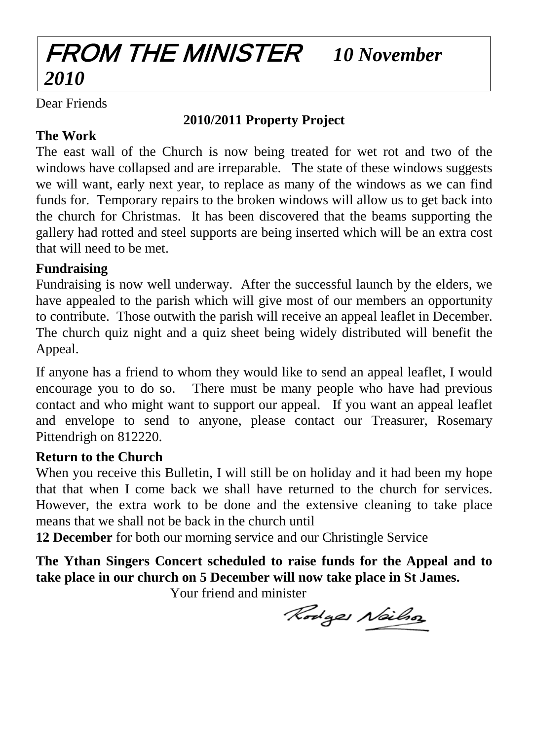# FROM THE MINISTER *10 November 2010*

Dear Friends

**2010/2011 Property Project**

**The Work**

The east wall of the Church is now being treated for wet rot and two of the windows have collapsed and are irreparable. The state of these windows suggests we will want, early next year, to replace as many of the windows as we can find funds for. Temporary repairs to the broken windows will allow us to get back into the church for Christmas. It has been discovered that the beams supporting the gallery had rotted and steel supports are being inserted which will be an extra cost that will need to be met.

**Fundraising**

Fundraising is now well underway. After the successful launch by the elders, we have appealed to the parish which will give most of our members an opportunity to contribute. Those outwith the parish will receive an appeal leaflet in December. The church quiz night and a quiz sheet being widely distributed will benefit the Appeal.

If anyone has a friend to whom they would like to send an appeal leaflet, I would encourage you to do so. There must be many people who have had previous contact and who might want to support our appeal. If you want an appeal leaflet and envelope to send to anyone, please contact our Treasurer, Rosemary Pittendrigh on 812220.

**Return to the Church**

When you receive this Bulletin, I will still be on holiday and it had been my hope that that when I come back we shall have returned to the church for services. However, the extra work to be done and the extensive cleaning to take place means that we shall not be back in the church until

**12 December** for both our morning service and our Christingle Service

**The Ythan Singers Concert scheduled to raise funds for the Appeal and to take place in our church on 5 December will now take place in St James.**

Your friend and minister

Rodger Neilson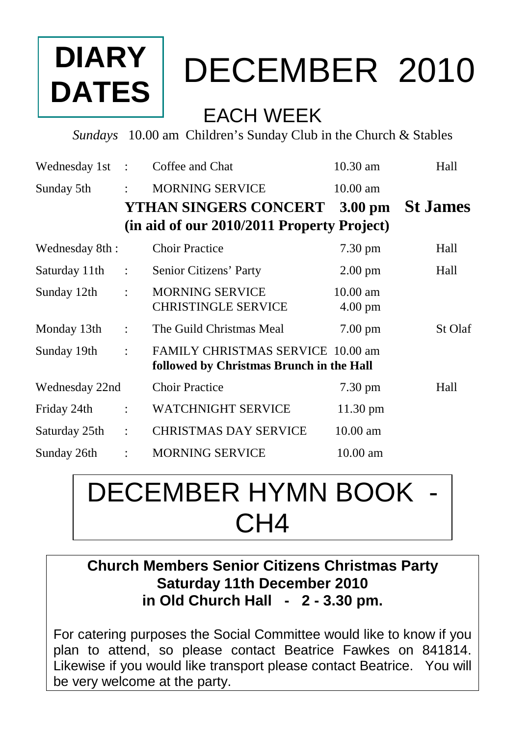# DIARY DATES

# DECEMBER 2010

## EACH WEEK

*Sundays* 10.00 am Children's Sunday Club in the Church & Stables

| | | | | |
|---|---|---|---|---|
| Wednesday 1st | : | Coffee and Chat | 10.30 am | Hall |
| Sunday 5th | : | MORNING SERVICE | 10.00 am | |
| | | **YTHAN SINGERS CONCERT** | **3.00 pm** | **St James** |
| | | **(in aid of our 2010/2011 Property Project)** | | |
| Wednesday 8th | : | Choir Practice | 7.30 pm | Hall |
| Saturday 11th | : | Senior Citizens' Party | 2.00 pm | Hall |
| Sunday 12th | : | MORNING SERVICE<br>CHRISTINGLE SERVICE | 10.00 am<br>4.00 pm | |
| Monday 13th | : | The Guild Christmas Meal | 7.00 pm | St Olaf |
| Sunday 19th | : | FAMILY CHRISTMAS SERVICE<br>**followed by Christmas Brunch in the Hall** | 10.00 am | |
| Wednesday 22nd | | Choir Practice | 7.30 pm | Hall |
| Friday 24th | : | WATCHNIGHT SERVICE | 11.30 pm | |
| Saturday 25th | : | CHRISTMAS DAY SERVICE | 10.00 am | |
| Sunday 26th | : | MORNING SERVICE | 10.00 am | |

# DECEMBER HYMN BOOK - CH4

**Church Members Senior Citizens Christmas Party**
**Saturday 11th December 2010**
**in Old Church Hall - 2 - 3.30 pm.**

For catering purposes the Social Committee would like to know if you plan to attend, so please contact Beatrice Fawkes on 841814. Likewise if you would like transport please contact Beatrice. You will be very welcome at the party.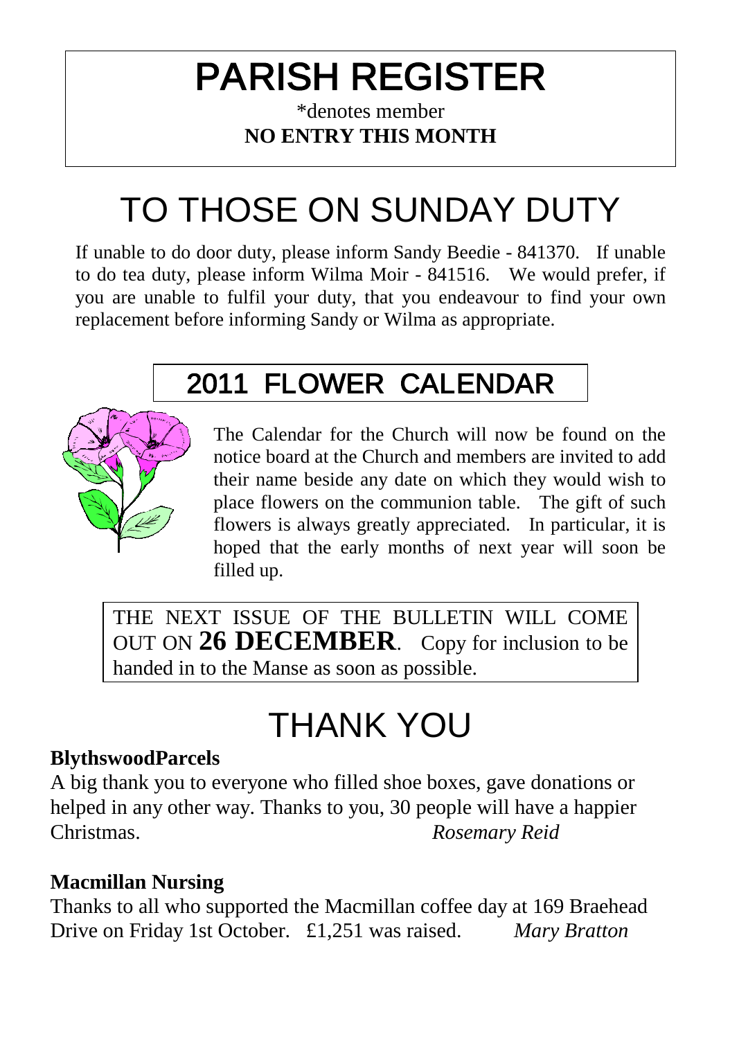# PARISH REGISTER

*denotes member

**NO ENTRY THIS MONTH**

# TO THOSE ON SUNDAY DUTY

If unable to do door duty, please inform Sandy Beedie - 841370. If unable to do tea duty, please inform Wilma Moir - 841516. We would prefer, if you are unable to fulfil your duty, that you endeavour to find your own replacement before informing Sandy or Wilma as appropriate.

## 2011 FLOWER CALENDAR

The Calendar for the Church will now be found on the notice board at the Church and members are invited to add their name beside any date on which they would wish to place flowers on the communion table. The gift of such flowers is always greatly appreciated. In particular, it is hoped that the early months of next year will soon be filled up.

THE NEXT ISSUE OF THE BULLETIN WILL COME OUT ON **26 DECEMBER**. Copy for inclusion to be handed in to the Manse as soon as possible.

# THANK YOU

**BlythswoodParcels**

A big thank you to everyone who filled shoe boxes, gave donations or helped in any other way. Thanks to you, 30 people will have a happier Christmas. *Rosemary Reid*

**Macmillan Nursing**

Thanks to all who supported the Macmillan coffee day at 169 Braehead Drive on Friday 1st October. £1,251 was raised. *Mary Bratton*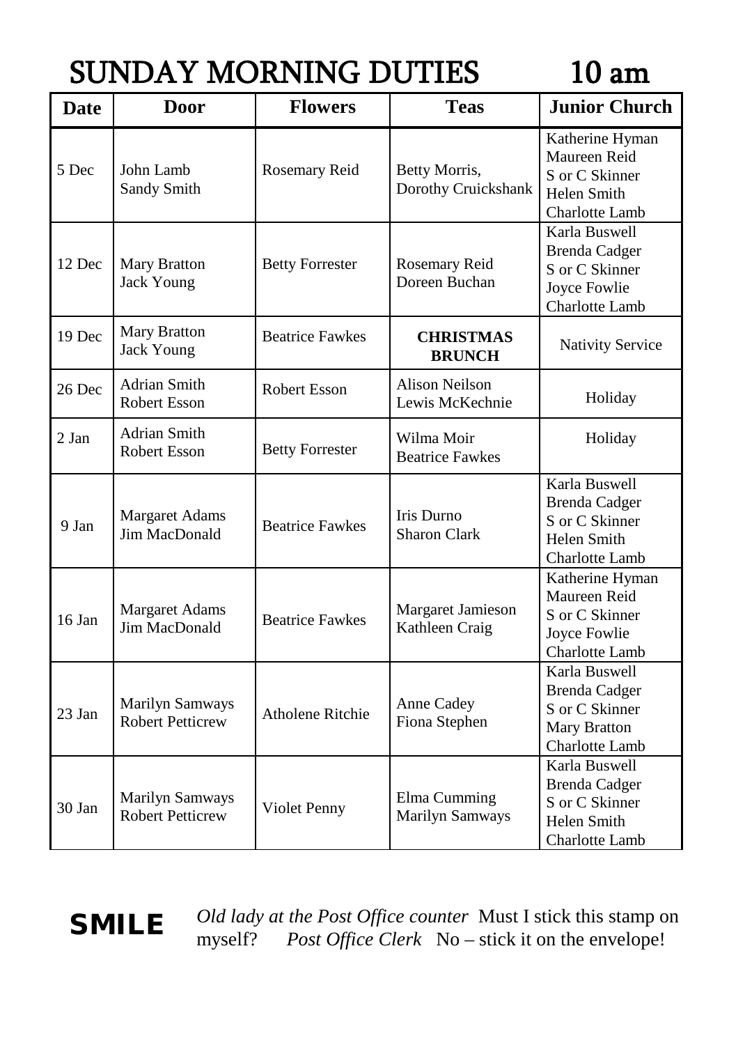# SUNDAY MORNING DUTIES 10 am

| Date | Door | Flowers | Teas | Junior Church |
|---|---|---|---|---|
| 5 Dec | John Lamb<br>Sandy Smith | Rosemary Reid | Betty Morris,<br>Dorothy Cruickshank | Katherine Hyman<br>Maureen Reid<br>S or C Skinner<br>Helen Smith<br>Charlotte Lamb |
| 12 Dec | Mary Bratton<br>Jack Young | Betty Forrester | Rosemary Reid<br>Doreen Buchan | Karla Buswell<br>Brenda Cadger<br>S or C Skinner<br>Joyce Fowlie<br>Charlotte Lamb |
| 19 Dec | Mary Bratton<br>Jack Young | Beatrice Fawkes | **CHRISTMAS BRUNCH** | Nativity Service |
| 26 Dec | Adrian Smith<br>Robert Esson | Robert Esson | Alison Neilson<br>Lewis McKechnie | Holiday |
| 2 Jan | Adrian Smith<br>Robert Esson | Betty Forrester | Wilma Moir<br>Beatrice Fawkes | Holiday |
| 9 Jan | Margaret Adams<br>Jim MacDonald | Beatrice Fawkes | Iris Durno<br>Sharon Clark | Karla Buswell<br>Brenda Cadger<br>S or C Skinner<br>Helen Smith<br>Charlotte Lamb |
| 16 Jan | Margaret Adams<br>Jim MacDonald | Beatrice Fawkes | Margaret Jamieson<br>Kathleen Craig | Katherine Hyman<br>Maureen Reid<br>S or C Skinner<br>Joyce Fowlie<br>Charlotte Lamb |
| 23 Jan | Marilyn Samways<br>Robert Petticrew | Atholene Ritchie | Anne Cadey<br>Fiona Stephen | Karla Buswell<br>Brenda Cadger<br>S or C Skinner<br>Mary Bratton<br>Charlotte Lamb |
| 30 Jan | Marilyn Samways<br>Robert Petticrew | Violet Penny | Elma Cumming<br>Marilyn Samways | Karla Buswell<br>Brenda Cadger<br>S or C Skinner<br>Helen Smith<br>Charlotte Lamb |

**SMILE** *Old lady at the Post Office counter* Must I stick this stamp on myself? *Post Office Clerk* No – stick it on the envelope!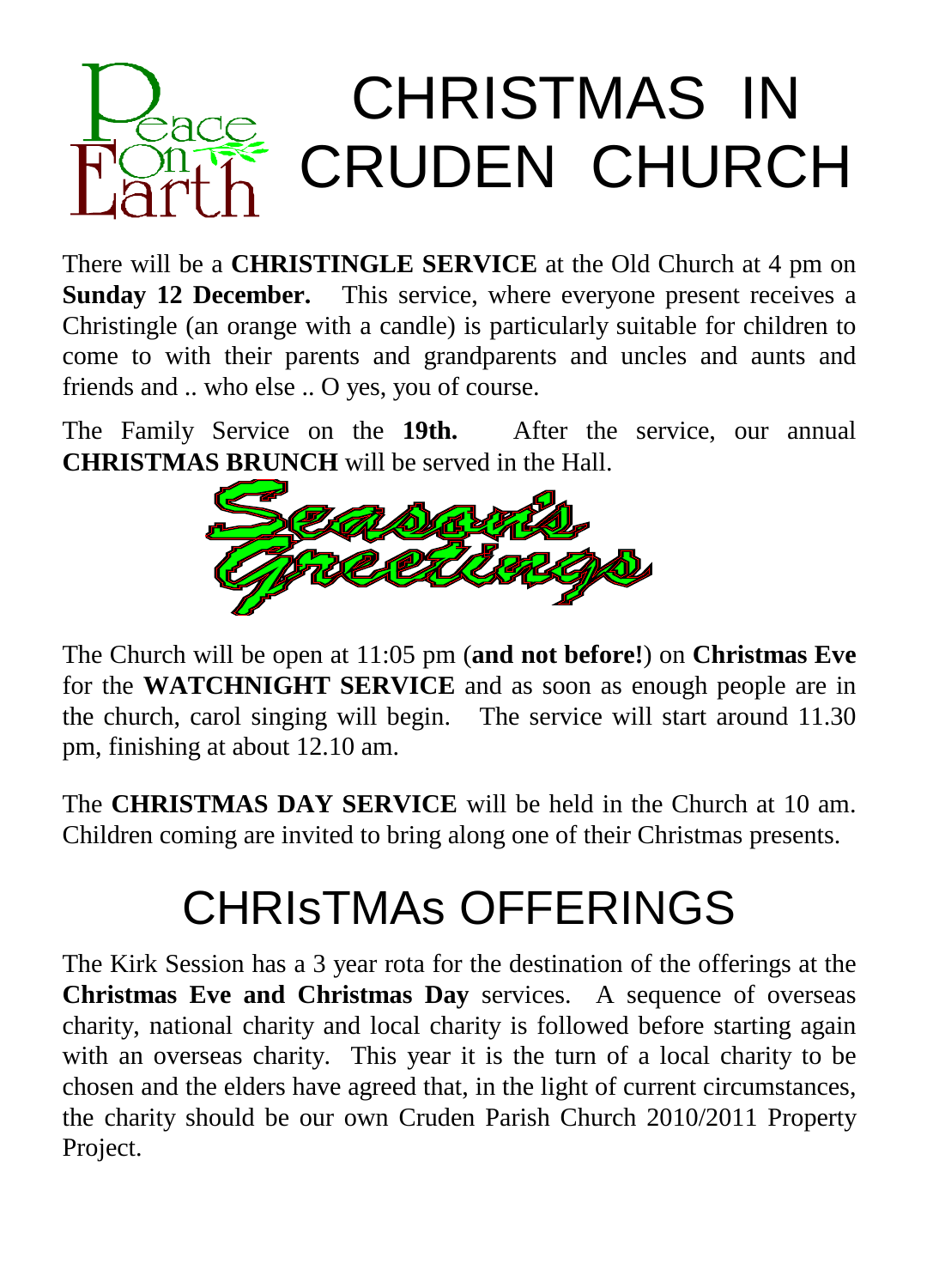Peace On Earth

# CHRISTMAS IN CRUDEN CHURCH

There will be a **CHRISTINGLE SERVICE** at the Old Church at 4 pm on **Sunday 12 December.** This service, where everyone present receives a Christingle (an orange with a candle) is particularly suitable for children to come to with their parents and grandparents and uncles and aunts and friends and .. who else .. O yes, you of course.

The Family Service on the **19th.** After the service, our annual **CHRISTMAS BRUNCH** will be served in the Hall.

Season's Greetings

The Church will be open at 11:05 pm (**and not before!**) on **Christmas Eve** for the **WATCHNIGHT SERVICE** and as soon as enough people are in the church, carol singing will begin. The service will start around 11.30 pm, finishing at about 12.10 am.

The **CHRISTMAS DAY SERVICE** will be held in the Church at 10 am. Children coming are invited to bring along one of their Christmas presents.

# CHRIsTMAs OFFERINGS

The Kirk Session has a 3 year rota for the destination of the offerings at the **Christmas Eve and Christmas Day** services. A sequence of overseas charity, national charity and local charity is followed before starting again with an overseas charity. This year it is the turn of a local charity to be chosen and the elders have agreed that, in the light of current circumstances, the charity should be our own Cruden Parish Church 2010/2011 Property Project.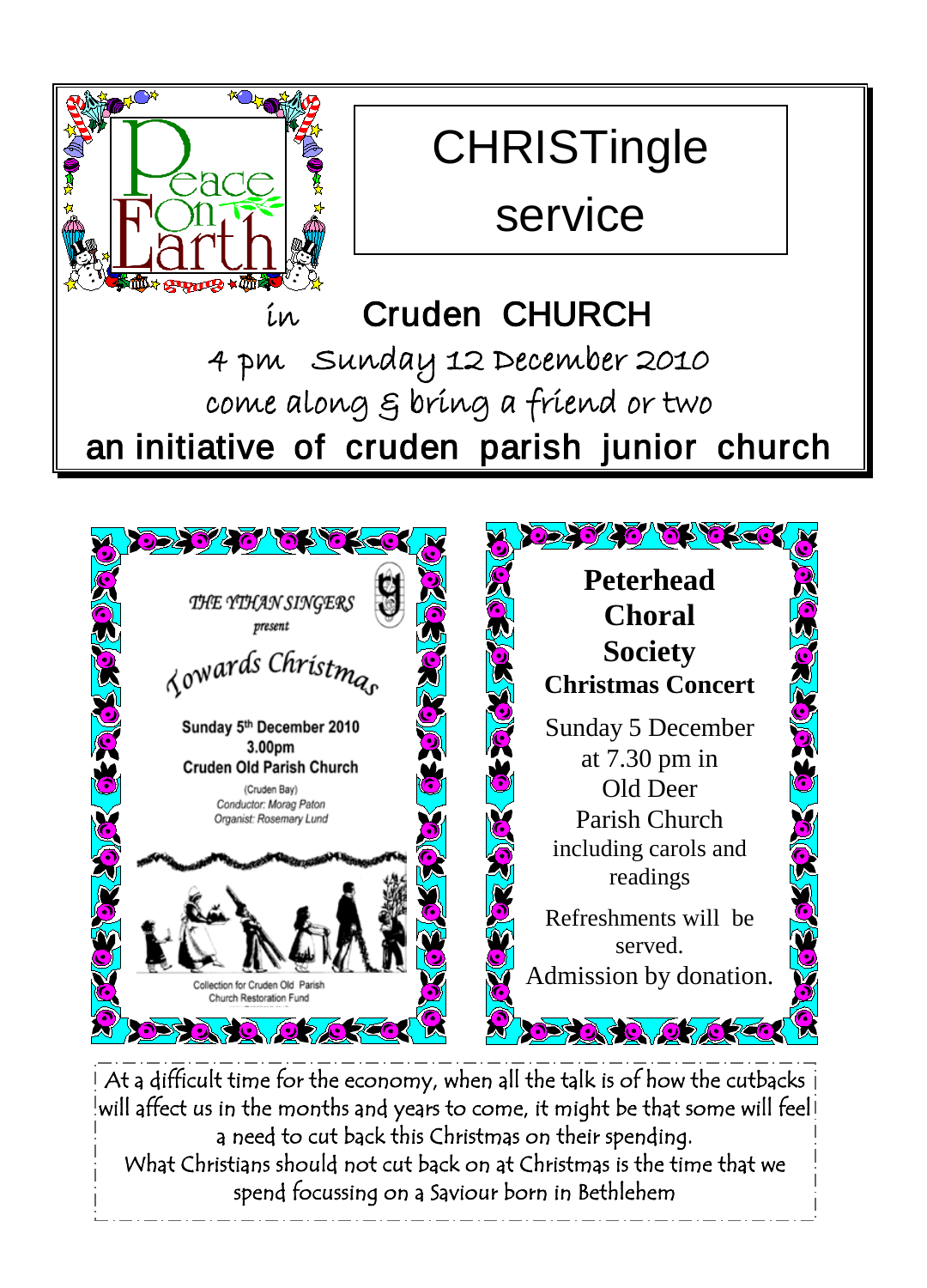# CHRISTingle service

in **Cruden CHURCH**

4 pm Sunday 12 December 2010

come along & bring a friend or two

**an initiative of cruden parish junior church**

---

*THE YTHAN SINGERS*

*present*

## *Towards Christmas*

**Sunday 5th December 2010**
**3.00pm**
**Cruden Old Parish Church**

(Cruden Bay)
*Conductor: Morag Paton*
*Organist: Rosemary Lund*

Collection for Cruden Old Parish Church Restoration Fund

---

## Peterhead Choral Society

**Christmas Concert**

Sunday 5 December at 7.30 pm in Old Deer Parish Church including carols and readings

Refreshments will be served.
Admission by donation.

---

At a difficult time for the economy, when all the talk is of how the cutbacks will affect us in the months and years to come, it might be that some will feel a need to cut back this Christmas on their spending.
What Christians should not cut back on at Christmas is the time that we spend focussing on a Saviour born in Bethlehem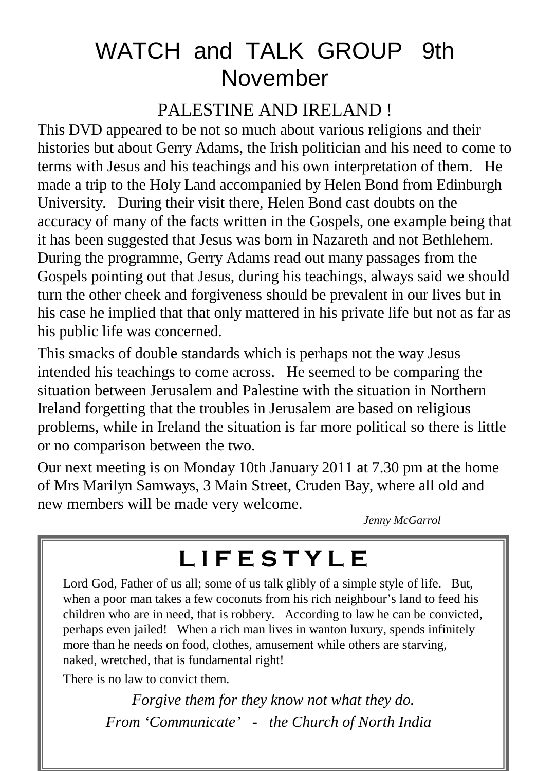# WATCH and TALK GROUP 9th November

## PALESTINE AND IRELAND !

This DVD appeared to be not so much about various religions and their histories but about Gerry Adams, the Irish politician and his need to come to terms with Jesus and his teachings and his own interpretation of them. He made a trip to the Holy Land accompanied by Helen Bond from Edinburgh University. During their visit there, Helen Bond cast doubts on the accuracy of many of the facts written in the Gospels, one example being that it has been suggested that Jesus was born in Nazareth and not Bethlehem. During the programme, Gerry Adams read out many passages from the Gospels pointing out that Jesus, during his teachings, always said we should turn the other cheek and forgiveness should be prevalent in our lives but in his case he implied that that only mattered in his private life but not as far as his public life was concerned.

This smacks of double standards which is perhaps not the way Jesus intended his teachings to come across. He seemed to be comparing the situation between Jerusalem and Palestine with the situation in Northern Ireland forgetting that the troubles in Jerusalem are based on religious problems, while in Ireland the situation is far more political so there is little or no comparison between the two.

Our next meeting is on Monday 10th January 2011 at 7.30 pm at the home of Mrs Marilyn Samways, 3 Main Street, Cruden Bay, where all old and new members will be made very welcome.

*Jenny McGarrol*

## LIFESTYLE

Lord God, Father of us all; some of us talk glibly of a simple style of life. But, when a poor man takes a few coconuts from his rich neighbour's land to feed his children who are in need, that is robbery. According to law he can be convicted, perhaps even jailed! When a rich man lives in wanton luxury, spends infinitely more than he needs on food, clothes, amusement while others are starving, naked, wretched, that is fundamental right!

There is no law to convict them.

*Forgive them for they know not what they do.*

*From 'Communicate' - the Church of North India*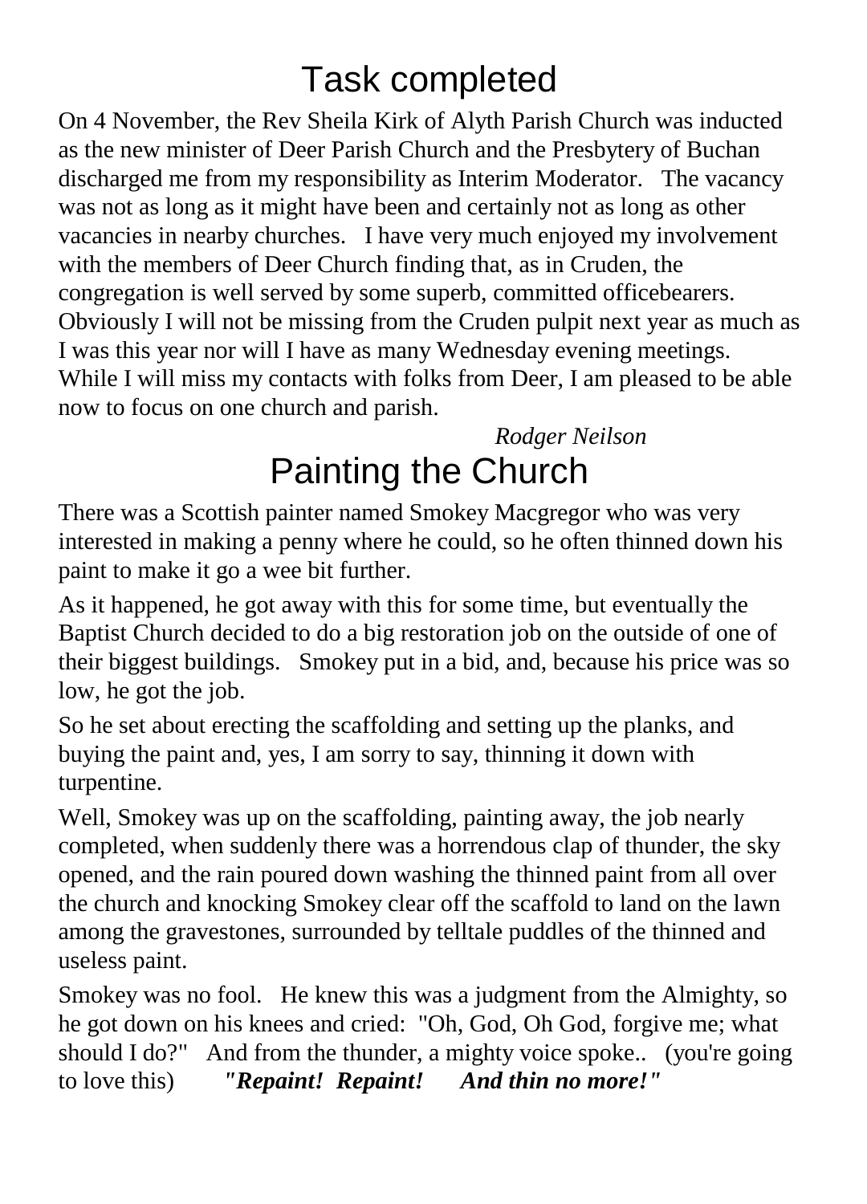# Task completed

On 4 November, the Rev Sheila Kirk of Alyth Parish Church was inducted as the new minister of Deer Parish Church and the Presbytery of Buchan discharged me from my responsibility as Interim Moderator. The vacancy was not as long as it might have been and certainly not as long as other vacancies in nearby churches. I have very much enjoyed my involvement with the members of Deer Church finding that, as in Cruden, the congregation is well served by some superb, committed officebearers. Obviously I will not be missing from the Cruden pulpit next year as much as I was this year nor will I have as many Wednesday evening meetings. While I will miss my contacts with folks from Deer, I am pleased to be able now to focus on one church and parish.

*Rodger Neilson*

# Painting the Church

There was a Scottish painter named Smokey Macgregor who was very interested in making a penny where he could, so he often thinned down his paint to make it go a wee bit further.

As it happened, he got away with this for some time, but eventually the Baptist Church decided to do a big restoration job on the outside of one of their biggest buildings. Smokey put in a bid, and, because his price was so low, he got the job.

So he set about erecting the scaffolding and setting up the planks, and buying the paint and, yes, I am sorry to say, thinning it down with turpentine.

Well, Smokey was up on the scaffolding, painting away, the job nearly completed, when suddenly there was a horrendous clap of thunder, the sky opened, and the rain poured down washing the thinned paint from all over the church and knocking Smokey clear off the scaffold to land on the lawn among the gravestones, surrounded by telltale puddles of the thinned and useless paint.

Smokey was no fool. He knew this was a judgment from the Almighty, so he got down on his knees and cried: "Oh, God, Oh God, forgive me; what should I do?" And from the thunder, a mighty voice spoke.. (you're going to love this) ***"Repaint! Repaint! And thin no more!"***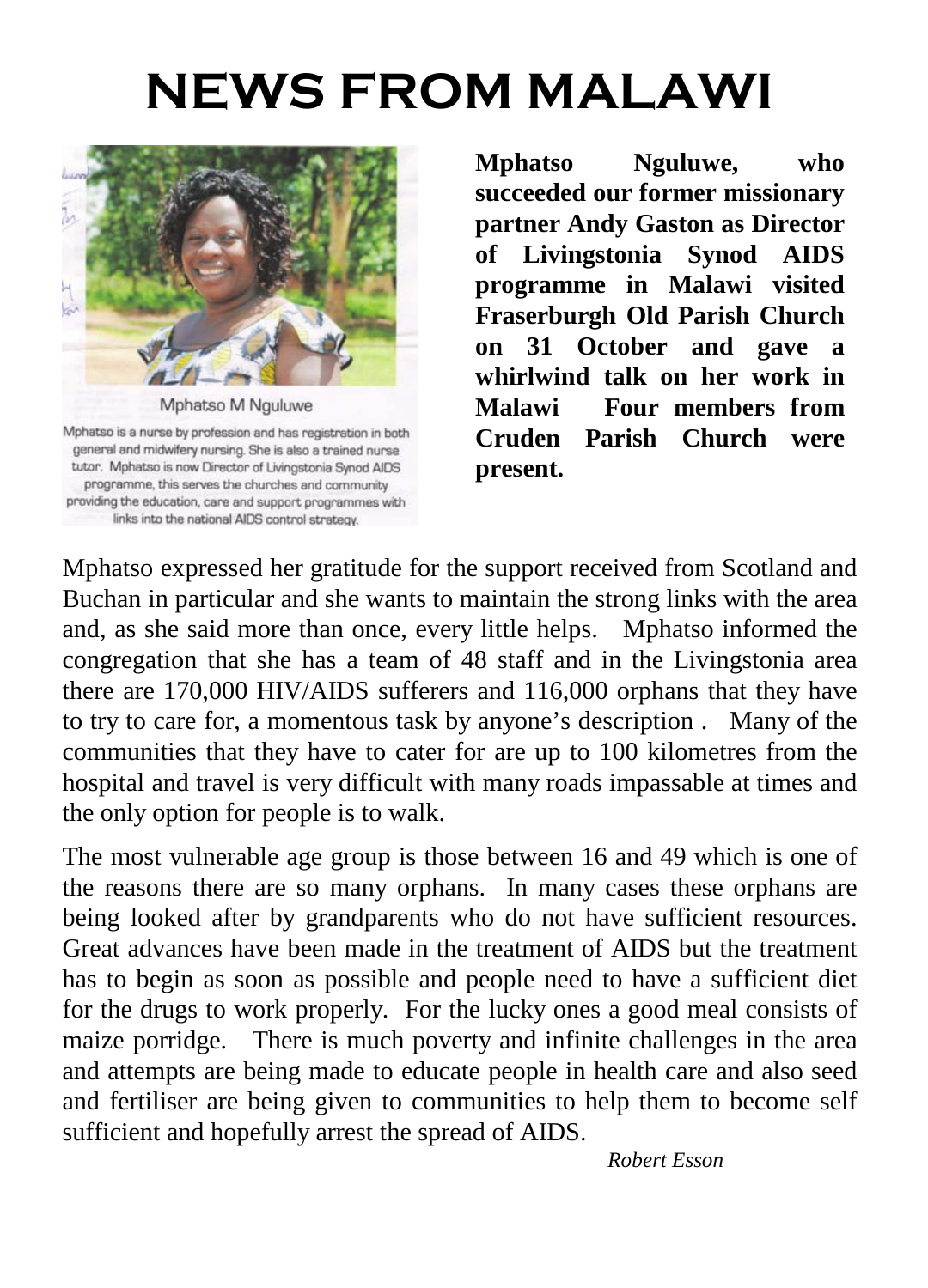# NEWS FROM MALAWI

Mphatso M Nguluwe

Mphatso is a nurse by profession and has registration in both general and midwifery nursing. She is also a trained nurse tutor. Mphatso is now Director of Livingstonia Synod AIDS programme, this serves the churches and community providing the education, care and support programmes with links into the national AIDS control strategy.

**Mphatso Nguluwe, who succeeded our former missionary partner Andy Gaston as Director of Livingstonia Synod AIDS programme in Malawi visited Fraserburgh Old Parish Church on 31 October and gave a whirlwind talk on her work in Malawi Four members from Cruden Parish Church were present.**

Mphatso expressed her gratitude for the support received from Scotland and Buchan in particular and she wants to maintain the strong links with the area and, as she said more than once, every little helps. Mphatso informed the congregation that she has a team of 48 staff and in the Livingstonia area there are 170,000 HIV/AIDS sufferers and 116,000 orphans that they have to try to care for, a momentous task by anyone's description . Many of the communities that they have to cater for are up to 100 kilometres from the hospital and travel is very difficult with many roads impassable at times and the only option for people is to walk.

The most vulnerable age group is those between 16 and 49 which is one of the reasons there are so many orphans. In many cases these orphans are being looked after by grandparents who do not have sufficient resources. Great advances have been made in the treatment of AIDS but the treatment has to begin as soon as possible and people need to have a sufficient diet for the drugs to work properly. For the lucky ones a good meal consists of maize porridge. There is much poverty and infinite challenges in the area and attempts are being made to educate people in health care and also seed and fertiliser are being given to communities to help them to become self sufficient and hopefully arrest the spread of AIDS.

*Robert Esson*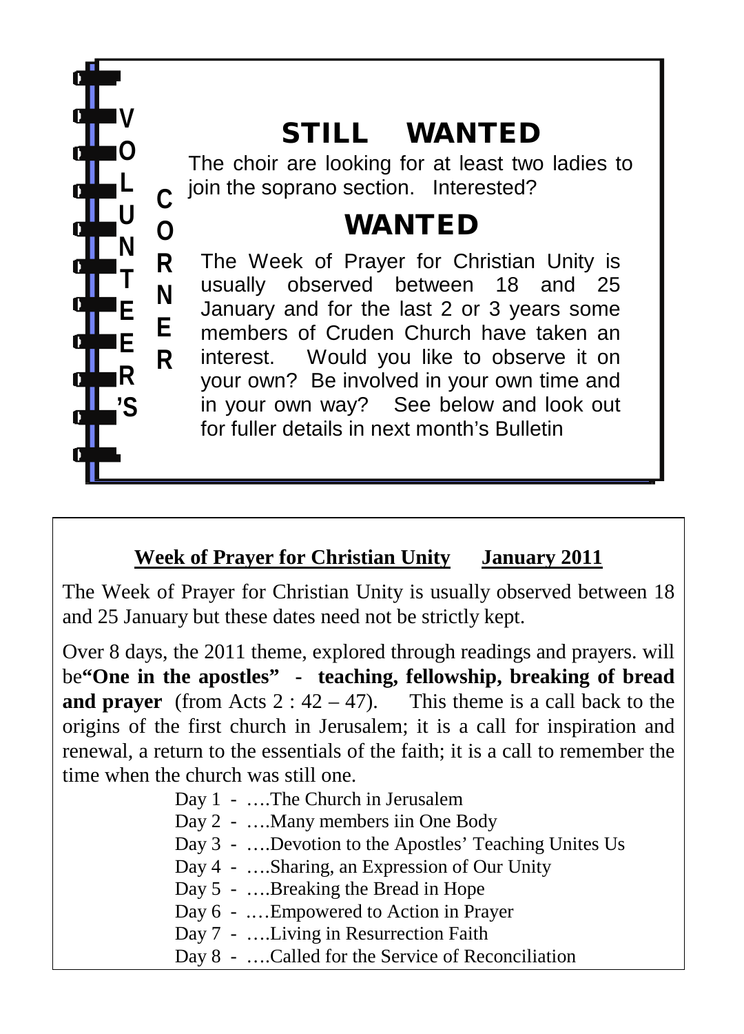**VOLUNTEER'S CORNER**

## STILL WANTED

The choir are looking for at least two ladies to join the soprano section. Interested?

## WANTED

The Week of Prayer for Christian Unity is usually observed between 18 and 25 January and for the last 2 or 3 years some members of Cruden Church have taken an interest. Would you like to observe it on your own? Be involved in your own time and in your own way? See below and look out for fuller details in next month's Bulletin

---

**Week of Prayer for Christian Unity      January 2011**

The Week of Prayer for Christian Unity is usually observed between 18 and 25 January but these dates need not be strictly kept.

Over 8 days, the 2011 theme, explored through readings and prayers. will be**"One in the apostles" - teaching, fellowship, breaking of bread and prayer** (from Acts 2 : 42 – 47). This theme is a call back to the origins of the first church in Jerusalem; it is a call for inspiration and renewal, a return to the essentials of the faith; it is a call to remember the time when the church was still one.

Day 1 - ….The Church in Jerusalem
Day 2 - ….Many members iin One Body
Day 3 - ….Devotion to the Apostles' Teaching Unites Us
Day 4 - ….Sharing, an Expression of Our Unity
Day 5 - ….Breaking the Bread in Hope
Day 6 - .…Empowered to Action in Prayer
Day 7 - ….Living in Resurrection Faith
Day 8 - ….Called for the Service of Reconciliation